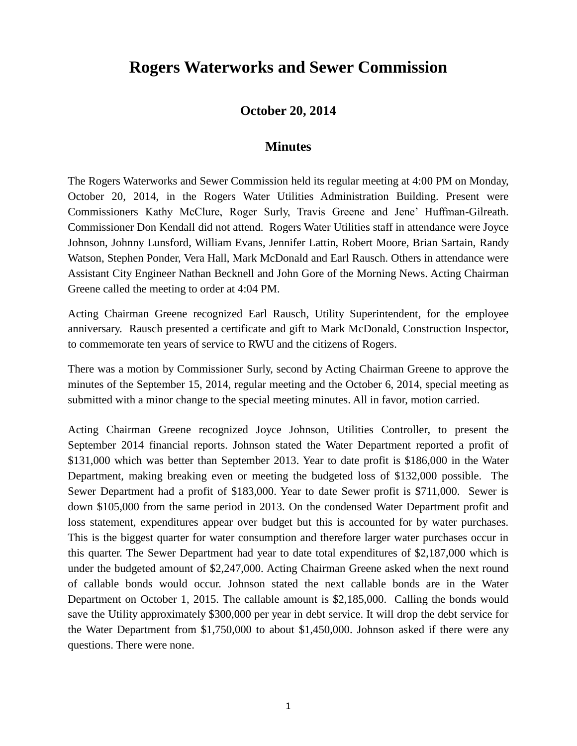# Rogers Waterworks and Sewer Commission

## October 20, 2014

## Minutes

The Rogers Waterworks and Sewer Commission held its regular meeting at 4:00 PM on Monday, October 20, 2014, in the Rogers Water Utilities Administration Building. Present were Commissioners Kathy McClure, Roger Surly, Travis Greene and Jene' Huffman-Gilreath. Commissioner Don Kendall did not attend. Rogers Water Utilities staff in attendance were Joyce Johnson, Johnny Lunsford, William Evans, Jennifer Lattin, Robert Moore, Brian Sartain, Randy Watson, Stephen Ponder, Vera Hall, Mark McDonald and Earl Rausch. Others in attendance were Assistant City Engineer Nathan Becknell and John Gore of the Morning News. Acting Chairman Greene called the meeting to order at 4:04 PM.

Acting Chairman Greene recognized Earl Rausch, Utility Superintendent, for the employee anniversary. Rausch presented a certificate and gift to Mark McDonald, Construction Inspector, to commemorate ten years of service to RWU and the citizens of Rogers.

There was a motion by Commissioner Surly, second by Acting Chairman Greene to approve the minutes of the September 15, 2014, regular meeting and the October 6, 2014, special meeting as submitted with a minor change to the special meeting minutes. All in favor, motion carried.

Acting Chairman Greene recognized Joyce Johnson, Utilities Controller, to present the September 2014 financial reports. Johnson stated the Water Department reported a profit of $131,000 which was better than September 2013. Year to date profit is $186,000 in the Water Department, making breaking even or meeting the budgeted loss of $132,000 possible. The Sewer Department had a profit of $183,000. Year to date Sewer profit is $711,000. Sewer is down $105,000 from the same period in 2013. On the condensed Water Department profit and loss statement, expenditures appear over budget but this is accounted for by water purchases. This is the biggest quarter for water consumption and therefore larger water purchases occur in this quarter. The Sewer Department had year to date total expenditures of $2,187,000 which is under the budgeted amount of $2,247,000. Acting Chairman Greene asked when the next round of callable bonds would occur. Johnson stated the next callable bonds are in the Water Department on October 1, 2015. The callable amount is $2,185,000. Calling the bonds would save the Utility approximately $300,000 per year in debt service. It will drop the debt service for the Water Department from $1,750,000 to about $1,450,000. Johnson asked if there were any questions. There were none.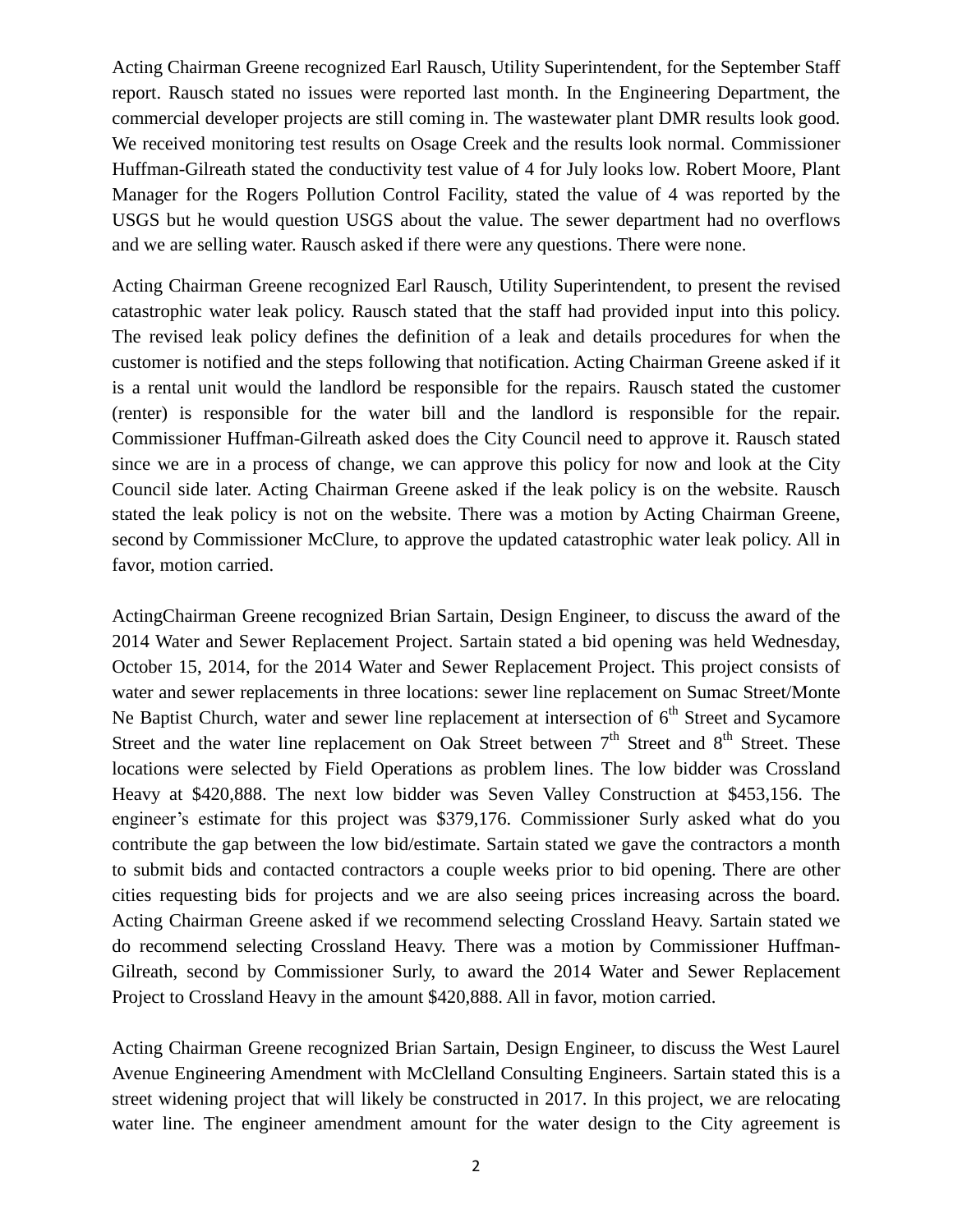Acting Chairman Greene recognized Earl Rausch, Utility Superintendent, for the September Staff report. Rausch stated no issues were reported last month. In the Engineering Department, the commercial developer projects are still coming in. The wastewater plant DMR results look good. We received monitoring test results on Osage Creek and the results look normal. Commissioner Huffman-Gilreath stated the conductivity test value of 4 for July looks low. Robert Moore, Plant Manager for the Rogers Pollution Control Facility, stated the value of 4 was reported by the USGS but he would question USGS about the value. The sewer department had no overflows and we are selling water. Rausch asked if there were any questions. There were none.

Acting Chairman Greene recognized Earl Rausch, Utility Superintendent, to present the revised catastrophic water leak policy. Rausch stated that the staff had provided input into this policy. The revised leak policy defines the definition of a leak and details procedures for when the customer is notified and the steps following that notification. Acting Chairman Greene asked if it is a rental unit would the landlord be responsible for the repairs. Rausch stated the customer (renter) is responsible for the water bill and the landlord is responsible for the repair. Commissioner Huffman-Gilreath asked does the City Council need to approve it. Rausch stated since we are in a process of change, we can approve this policy for now and look at the City Council side later. Acting Chairman Greene asked if the leak policy is on the website. Rausch stated the leak policy is not on the website. There was a motion by Acting Chairman Greene, second by Commissioner McClure, to approve the updated catastrophic water leak policy. All in favor, motion carried.

ActingChairman Greene recognized Brian Sartain, Design Engineer, to discuss the award of the 2014 Water and Sewer Replacement Project. Sartain stated a bid opening was held Wednesday, October 15, 2014, for the 2014 Water and Sewer Replacement Project. This project consists of water and sewer replacements in three locations: sewer line replacement on Sumac Street/Monte Ne Baptist Church, water and sewer line replacement at intersection of 6th Street and Sycamore Street and the water line replacement on Oak Street between 7th Street and 8th Street. These locations were selected by Field Operations as problem lines. The low bidder was Crossland Heavy at $420,888. The next low bidder was Seven Valley Construction at $453,156. The engineer's estimate for this project was $379,176. Commissioner Surly asked what do you contribute the gap between the low bid/estimate. Sartain stated we gave the contractors a month to submit bids and contacted contractors a couple weeks prior to bid opening. There are other cities requesting bids for projects and we are also seeing prices increasing across the board. Acting Chairman Greene asked if we recommend selecting Crossland Heavy. Sartain stated we do recommend selecting Crossland Heavy. There was a motion by Commissioner Huffman-Gilreath, second by Commissioner Surly, to award the 2014 Water and Sewer Replacement Project to Crossland Heavy in the amount $420,888. All in favor, motion carried.

Acting Chairman Greene recognized Brian Sartain, Design Engineer, to discuss the West Laurel Avenue Engineering Amendment with McClelland Consulting Engineers. Sartain stated this is a street widening project that will likely be constructed in 2017. In this project, we are relocating water line. The engineer amendment amount for the water design to the City agreement is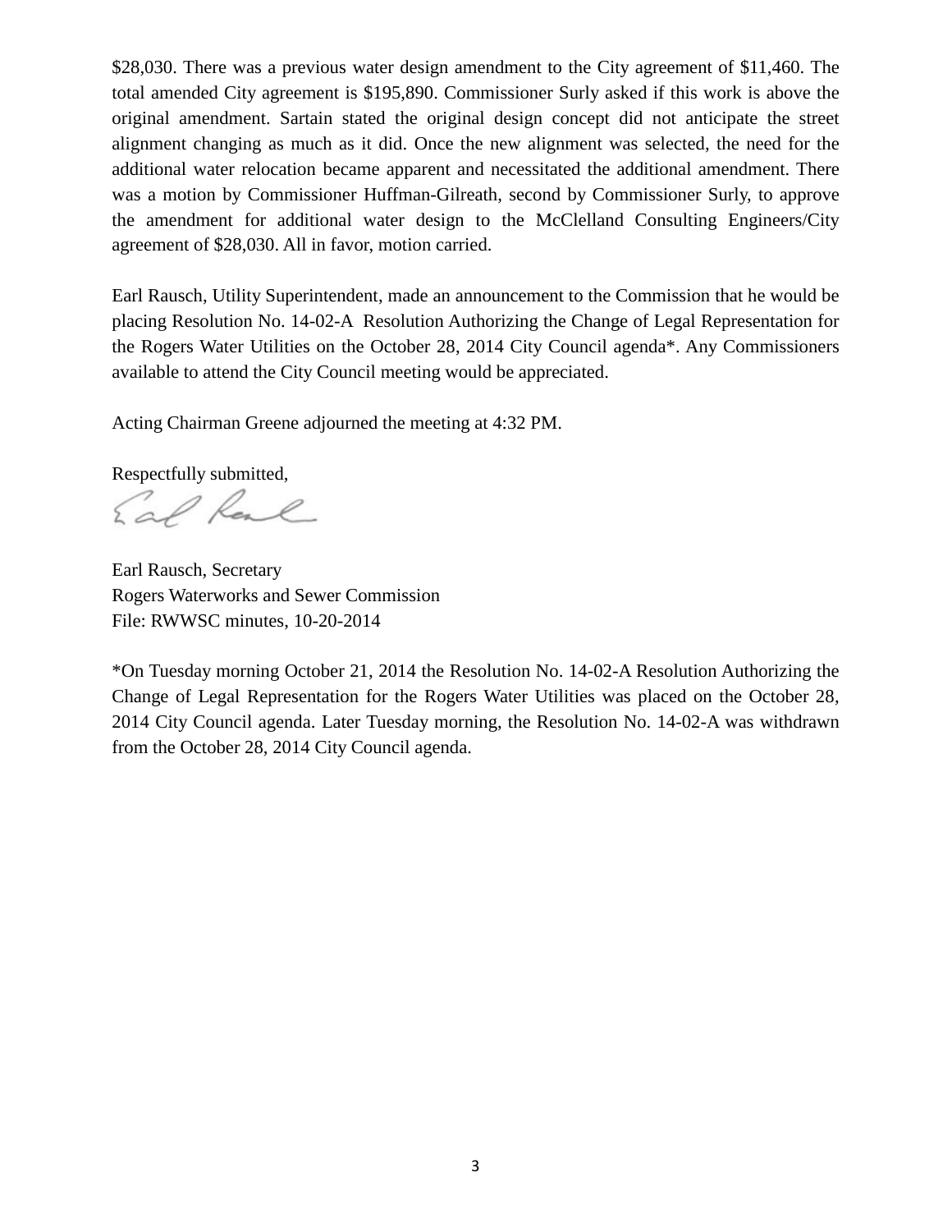$28,030. There was a previous water design amendment to the City agreement of $11,460. The total amended City agreement is $195,890. Commissioner Surly asked if this work is above the original amendment. Sartain stated the original design concept did not anticipate the street alignment changing as much as it did. Once the new alignment was selected, the need for the additional water relocation became apparent and necessitated the additional amendment. There was a motion by Commissioner Huffman-Gilreath, second by Commissioner Surly, to approve the amendment for additional water design to the McClelland Consulting Engineers/City agreement of $28,030. All in favor, motion carried.

Earl Rausch, Utility Superintendent, made an announcement to the Commission that he would be placing Resolution No. 14-02-A Resolution Authorizing the Change of Legal Representation for the Rogers Water Utilities on the October 28, 2014 City Council agenda*. Any Commissioners available to attend the City Council meeting would be appreciated.

Acting Chairman Greene adjourned the meeting at 4:32 PM.

Respectfully submitted,

Earl Rausch, Secretary
Rogers Waterworks and Sewer Commission
File: RWWSC minutes, 10-20-2014

*On Tuesday morning October 21, 2014 the Resolution No. 14-02-A Resolution Authorizing the Change of Legal Representation for the Rogers Water Utilities was placed on the October 28, 2014 City Council agenda. Later Tuesday morning, the Resolution No. 14-02-A was withdrawn from the October 28, 2014 City Council agenda.